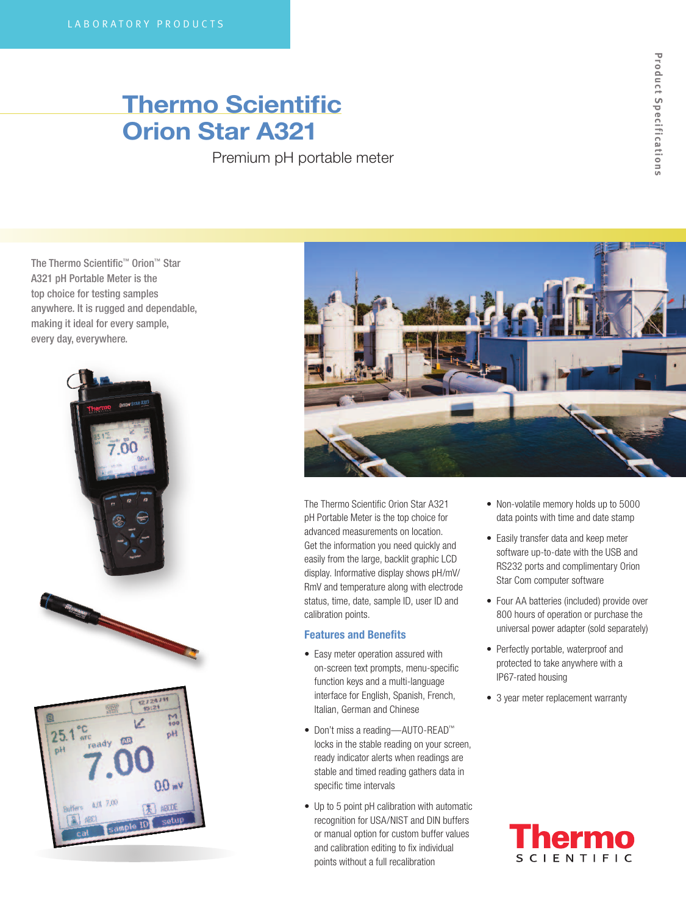LABORATORY PRODUCTS

# Thermo Scientific Orion Star A321

## Premium pH portable meter

Product Specifications

The Thermo Scientific™ Orion™ Star A321 pH Portable Meter is the top choice for testing samples anywhere. It is rugged and dependable, making it ideal for every sample, every day, everywhere.

The Thermo Scientific Orion Star A321 pH Portable Meter is the top choice for advanced measurements on location. Get the information you need quickly and easily from the large, backlit graphic LCD display. Informative display shows pH/mV/RmV and temperature along with electrode status, time, date, sample ID, user ID and calibration points.

### Features and Benefits

- Easy meter operation assured with on-screen text prompts, menu-specific function keys and a multi-language interface for English, Spanish, French, Italian, German and Chinese
- Don't miss a reading—AUTO-READ™ locks in the stable reading on your screen, ready indicator alerts when readings are stable and timed reading gathers data in specific time intervals
- Up to 5 point pH calibration with automatic recognition for USA/NIST and DIN buffers or manual option for custom buffer values and calibration editing to fix individual points without a full recalibration
- Non-volatile memory holds up to 5000 data points with time and date stamp
- Easily transfer data and keep meter software up-to-date with the USB and RS232 ports and complimentary Orion Star Com computer software
- Four AA batteries (included) provide over 800 hours of operation or purchase the universal power adapter (sold separately)
- Perfectly portable, waterproof and protected to take anywhere with a IP67-rated housing
- 3 year meter replacement warranty

Thermo SCIENTIFIC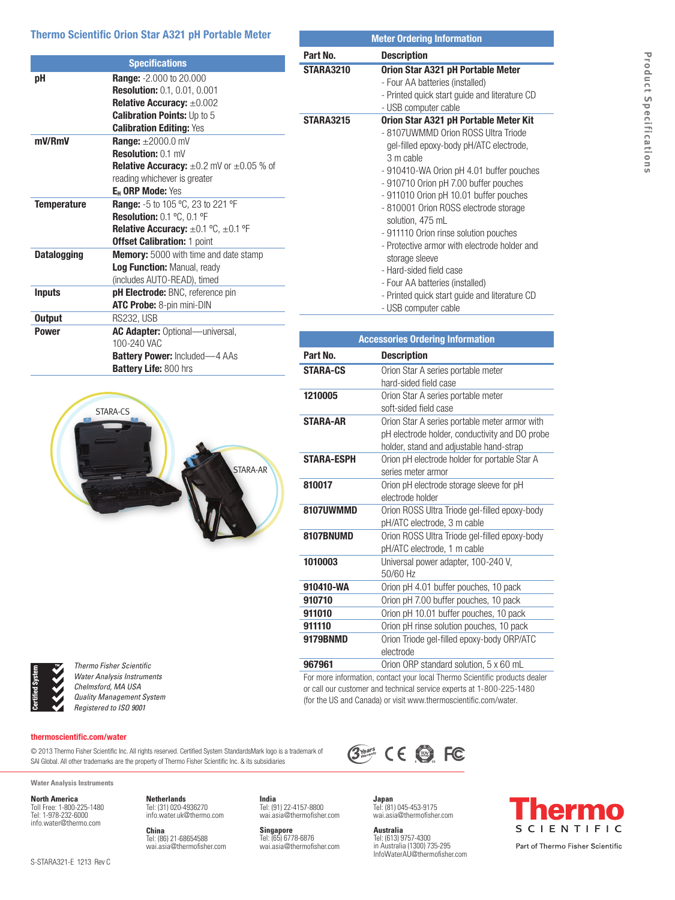## Thermo Scientific Orion Star A321 pH Portable Meter

| Specifications | |
|---|---|
| **pH** | **Range:** -2.000 to 20.000<br>**Resolution:** 0.1, 0.01, 0.001<br>**Relative Accuracy:** ±0.002<br>**Calibration Points:** Up to 5<br>**Calibration Editing:** Yes |
| **mV/RmV** | **Range:** ±2000.0 mV<br>**Resolution:** 0.1 mV<br>**Relative Accuracy:** ±0.2 mV or ±0.05 % of reading whichever is greater<br>**$E_H$ ORP Mode:** Yes |
| **Temperature** | **Range:** -5 to 105 ºC, 23 to 221 ºF<br>**Resolution:** 0.1 ºC, 0.1 ºF<br>**Relative Accuracy:** ±0.1 ºC, ±0.1 ºF<br>**Offset Calibration:** 1 point |
| **Datalogging** | **Memory:** 5000 with time and date stamp<br>**Log Function:** Manual, ready (includes AUTO-READ), timed |
| **Inputs** | **pH Electrode:** BNC, reference pin<br>**ATC Probe:** 8-pin mini-DIN |
| **Output** | RS232, USB |
| **Power** | **AC Adapter:** Optional—universal, 100-240 VAC<br>**Battery Power:** Included—4 AAs<br>**Battery Life:** 800 hrs |

STARA-CS

STARA-AR

### Meter Ordering Information

| Part No. | Description |
|---|---|
| **STARA3210** | **Orion Star A321 pH Portable Meter**<br>- Four AA batteries (installed)<br>- Printed quick start guide and literature CD<br>- USB computer cable |
| **STARA3215** | **Orion Star A321 pH Portable Meter Kit**<br>- 8107UWMMD Orion ROSS Ultra Triode gel-filled epoxy-body pH/ATC electrode, 3 m cable<br>- 910410-WA Orion pH 4.01 buffer pouches<br>- 910710 Orion pH 7.00 buffer pouches<br>- 911010 Orion pH 10.01 buffer pouches<br>- 810001 Orion ROSS electrode storage solution, 475 mL<br>- 911110 Orion rinse solution pouches<br>- Protective armor with electrode holder and storage sleeve<br>- Hard-sided field case<br>- Four AA batteries (installed)<br>- Printed quick start guide and literature CD<br>- USB computer cable |

### Accessories Ordering Information

| Part No. | Description |
|---|---|
| **STARA-CS** | Orion Star A series portable meter hard-sided field case |
| **1210005** | Orion Star A series portable meter soft-sided field case |
| **STARA-AR** | Orion Star A series portable meter armor with pH electrode holder, conductivity and DO probe holder, stand and adjustable hand-strap |
| **STARA-ESPH** | Orion pH electrode holder for portable Star A series meter armor |
| **810017** | Orion pH electrode storage sleeve for pH electrode holder |
| **8107UWMMD** | Orion ROSS Ultra Triode gel-filled epoxy-body pH/ATC electrode, 3 m cable |
| **8107BNUMD** | Orion ROSS Ultra Triode gel-filled epoxy-body pH/ATC electrode, 1 m cable |
| **1010003** | Universal power adapter, 100-240 V, 50/60 Hz |
| **910410-WA** | Orion pH 4.01 buffer pouches, 10 pack |
| **910710** | Orion pH 7.00 buffer pouches, 10 pack |
| **911010** | Orion pH 10.01 buffer pouches, 10 pack |
| **911110** | Orion pH rinse solution pouches, 10 pack |
| **9179BNMD** | Orion Triode gel-filled epoxy-body ORP/ATC electrode |
| **967961** | Orion ORP standard solution, 5 x 60 mL |

For more information, contact your local Thermo Scientific products dealer or call our customer and technical service experts at 1-800-225-1480 (for the US and Canada) or visit www.thermoscientific.com/water.

*Thermo Fisher Scientific Water Analysis Instruments Chelmsford, MA USA Quality Management System Registered to ISO 9001*

**thermoscientific.com/water**

© 2013 Thermo Fisher Scientific Inc. All rights reserved. Certified System StandardsMark logo is a trademark of SAI Global. All other trademarks are the property of Thermo Fisher Scientific Inc. & its subsidiaries

**Water Analysis Instruments**

**North America**
Toll Free: 1-800-225-1480
Tel: 1-978-232-6000
info.water@thermo.com

**Netherlands**
Tel: (31) 020-4936270
info.water.uk@thermo.com

**China**
Tel: (86) 21-68654588
wai.asia@thermofisher.com

**India**
Tel: (91) 22-4157-8800
wai.asia@thermofisher.com

**Singapore**
Tel: (65) 6778-6876
wai.asia@thermofisher.com

**Japan**
Tel: (81) 045-453-9175
wai.asia@thermofisher.com

**Australia**
Tel: (613) 9757-4300
in Australia (1300) 735-295
InfoWaterAU@thermofisher.com

Thermo SCIENTIFIC
Part of Thermo Fisher Scientific

S-STARA321-E 1213 Rev C